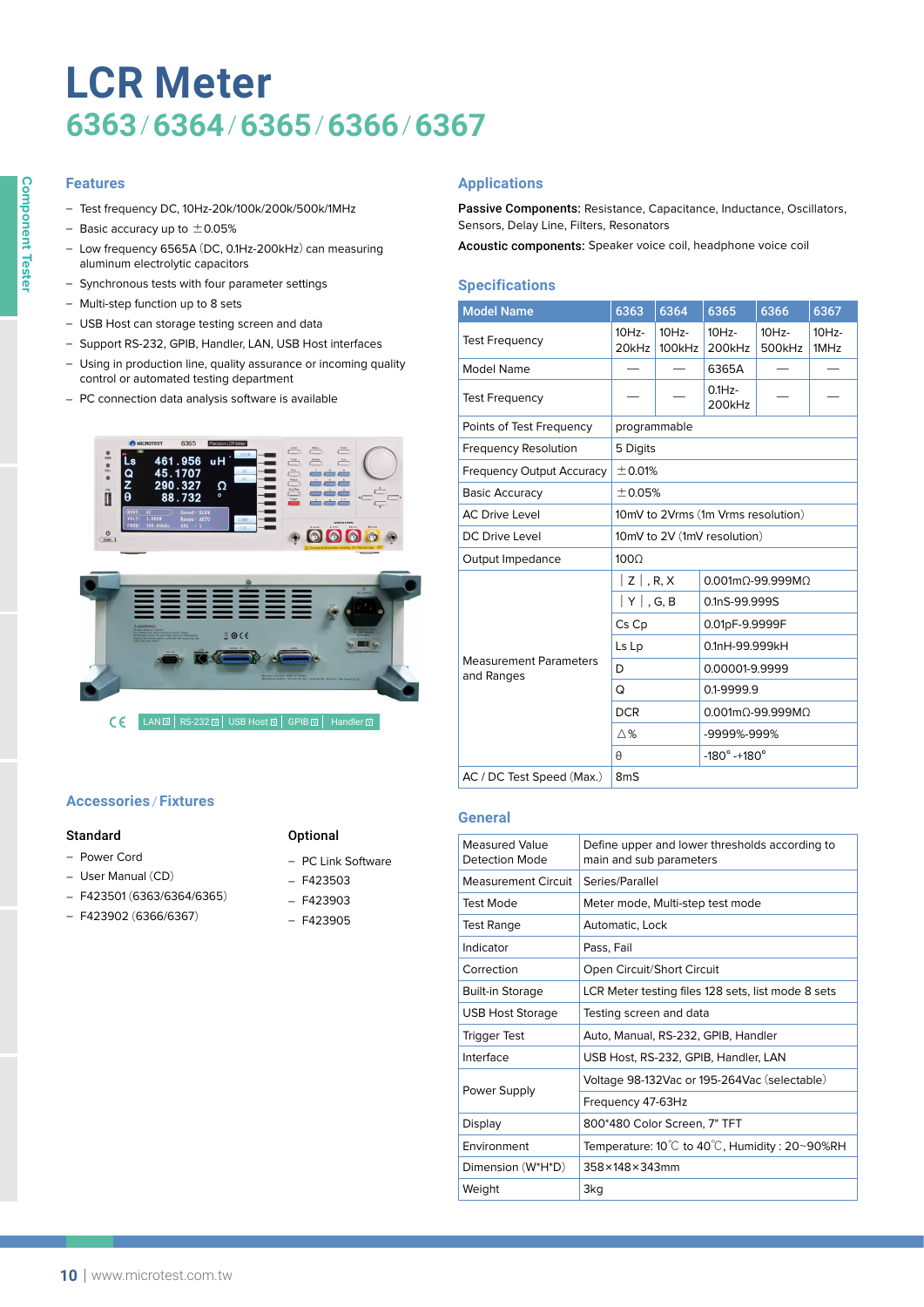# LCR Meter

## 6363 / 6364 / 6365 / 6366 / 6367

### Features

- Test frequency DC, 10Hz-20k/100k/200k/500k/1MHz
- Basic accuracy up to ±0.05%
- Low frequency 6565A (DC, 0.1Hz-200kHz) can measuring aluminum electrolytic capacitors
- Synchronous tests with four parameter settings
- Multi-step function up to 8 sets
- USB Host can storage testing screen and data
- Support RS-232, GPIB, Handler, LAN, USB Host interfaces
- Using in production line, quality assurance or incoming quality control or automated testing department
- PC connection data analysis software is available

LAN | RS-232 | USB Host | GPIB | Handler

### Accessories / Fixtures

**Standard**

- Power Cord
- User Manual (CD)
- F423501 (6363/6364/6365)
- F423902 (6366/6367)

**Optional**

- PC Link Software
- F423503
- F423903
- F423905

### Applications

**Passive Components:** Resistance, Capacitance, Inductance, Oscillators, Sensors, Delay Line, Filters, Resonators

**Acoustic components:** Speaker voice coil, headphone voice coil

### Specifications

| Model Name | | 6363 | 6364 | 6365 | 6366 | 6367 |
|---|---|---|---|---|---|---|
| Test Frequency | | 10Hz-20kHz | 10Hz-100kHz | 10Hz-200kHz | 10Hz-500kHz | 10Hz-1MHz |
| Model Name | | — | — | 6365A | — | — |
| Test Frequency | | — | — | 0.1Hz-200kHz | — | — |
| Points of Test Frequency | | programmable | | | | |
| Frequency Resolution | | 5 Digits | | | | |
| Frequency Output Accuracy | | ±0.01% | | | | |
| Basic Accuracy | | ±0.05% | | | | |
| AC Drive Level | | 10mV to 2Vrms (1m Vrms resolution) | | | | |
| DC Drive Level | | 10mV to 2V (1mV resolution) | | | | |
| Output Impedance | | 100Ω | | | | |
| Measurement Parameters and Ranges | │Z│, R, X | 0.001mΩ-99.999MΩ | | | | |
| | │Y│, G, B | 0.1nS-99.999S | | | | |
| | Cs Cp | 0.01pF-9.9999F | | | | |
| | Ls Lp | 0.1nH-99.999kH | | | | |
| | D | 0.00001-9.9999 | | | | |
| | Q | 0.1-9999.9 | | | | |
| | DCR | 0.001mΩ-99.999MΩ | | | | |
| | Δ% | -9999%-999% | | | | |
| | θ | -180° -+180° | | | | |
| AC / DC Test Speed (Max.) | | 8mS | | | | |

### General

| | |
|---|---|
| Measured Value Detection Mode | Define upper and lower thresholds according to main and sub parameters |
| Measurement Circuit | Series/Parallel |
| Test Mode | Meter mode, Multi-step test mode |
| Test Range | Automatic, Lock |
| Indicator | Pass, Fail |
| Correction | Open Circuit/Short Circuit |
| Built-in Storage | LCR Meter testing files 128 sets, list mode 8 sets |
| USB Host Storage | Testing screen and data |
| Trigger Test | Auto, Manual, RS-232, GPIB, Handler |
| Interface | USB Host, RS-232, GPIB, Handler, LAN |
| Power Supply | Voltage 98-132Vac or 195-264Vac (selectable) |
| | Frequency 47-63Hz |
| Display | 800*480 Color Screen, 7" TFT |
| Environment | Temperature: 10℃ to 40℃, Humidity : 20~90%RH |
| Dimension (W*H*D) | 358×148×343mm |
| Weight | 3kg |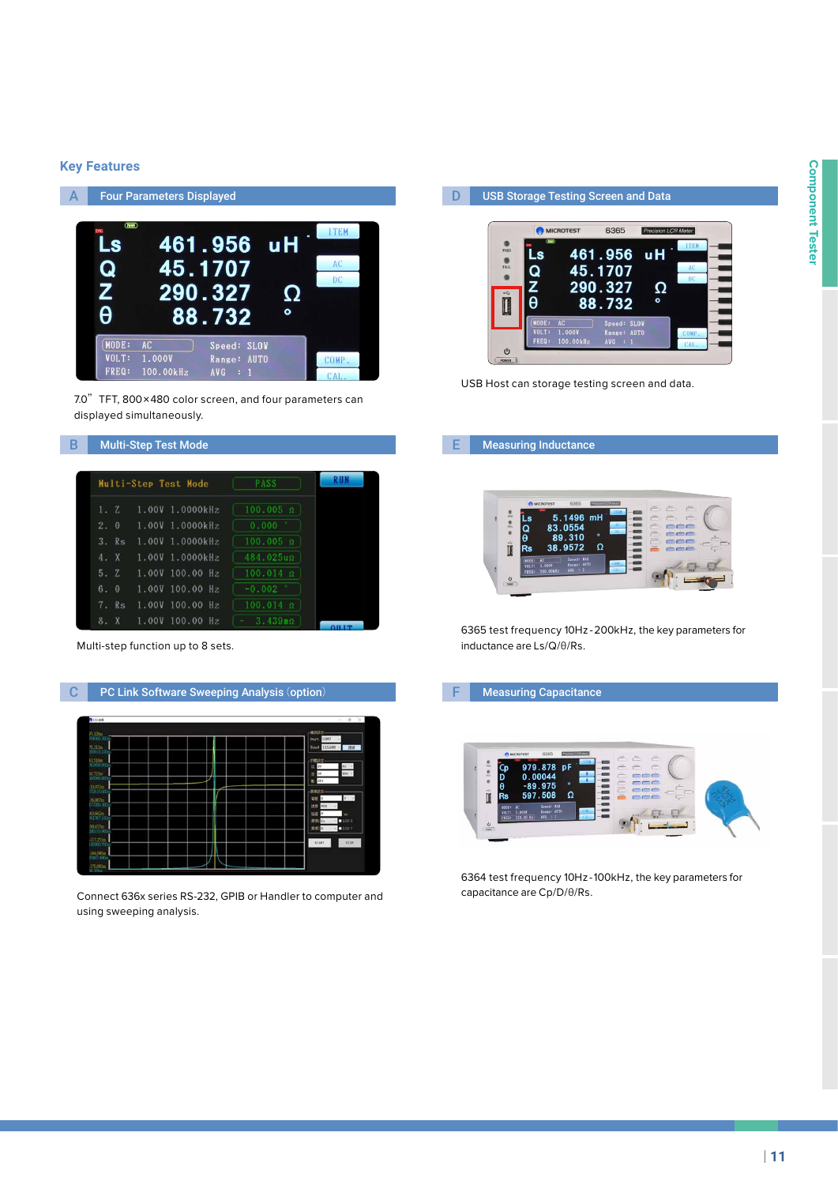## Key Features

### A Four Parameters Displayed

7.0" TFT, 800×480 color screen, and four parameters can displayed simultaneously.

### B Multi-Step Test Mode

Multi-step function up to 8 sets.

### C PC Link Software Sweeping Analysis (option)

Connect 636x series RS-232, GPIB or Handler to computer and using sweeping analysis.

### D USB Storage Testing Screen and Data

USB Host can storage testing screen and data.

### E Measuring Inductance

6365 test frequency 10Hz - 200kHz, the key parameters for inductance are Ls/Q/θ/Rs.

### F Measuring Capacitance

6364 test frequency 10Hz - 100kHz, the key parameters for capacitance are Cp/D/θ/Rs.